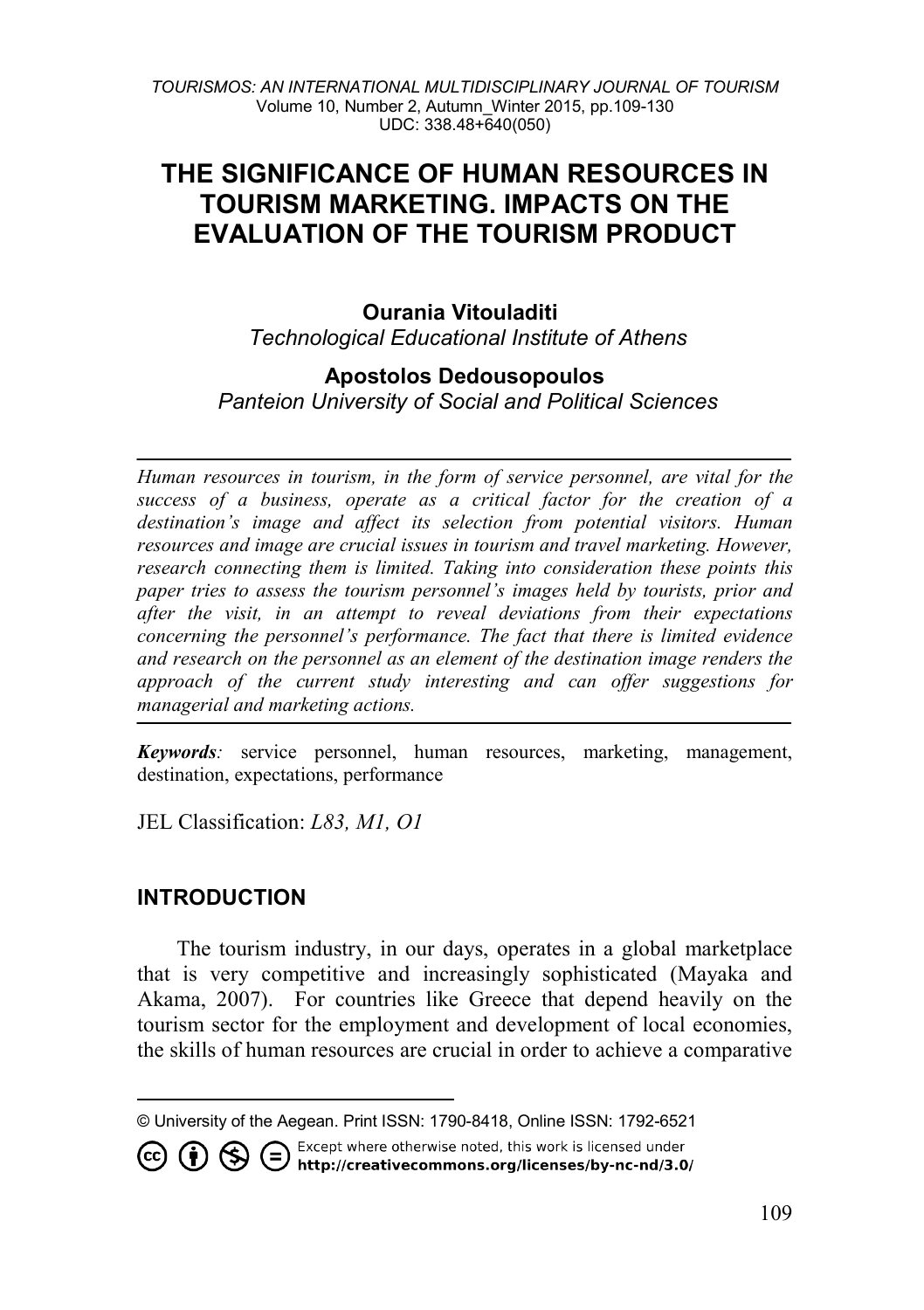# THE SIGNIFICANCE OF HUMAN RESOURCES IN TOURISM MARKETING. IMPACTS ON THE EVALUATION OF THE TOURISM PRODUCT

**Ourania Vitouladiti**
*Technological Educational Institute of Athens*

**Apostolos Dedousopoulos**
*Panteion University of Social and Political Sciences*

---

*Human resources in tourism, in the form of service personnel, are vital for the success of a business, operate as a critical factor for the creation of a destination's image and affect its selection from potential visitors. Human resources and image are crucial issues in tourism and travel marketing. However, research connecting them is limited. Taking into consideration these points this paper tries to assess the tourism personnel's images held by tourists, prior and after the visit, in an attempt to reveal deviations from their expectations concerning the personnel's performance. The fact that there is limited evidence and research on the personnel as an element of the destination image renders the approach of the current study interesting and can offer suggestions for managerial and marketing actions.*

---

***Keywords**:* service personnel, human resources, marketing, management, destination, expectations, performance

JEL Classification: *L83, M1, O1*

## INTRODUCTION

The tourism industry, in our days, operates in a global marketplace that is very competitive and increasingly sophisticated (Mayaka and Akama, 2007). For countries like Greece that depend heavily on the tourism sector for the employment and development of local economies, the skills of human resources are crucial in order to achieve a comparative

---

© University of the Aegean. Print ISSN: 1790-8418, Online ISSN: 1792-6521

Except where otherwise noted, this work is licensed under **http://creativecommons.org/licenses/by-nc-nd/3.0/**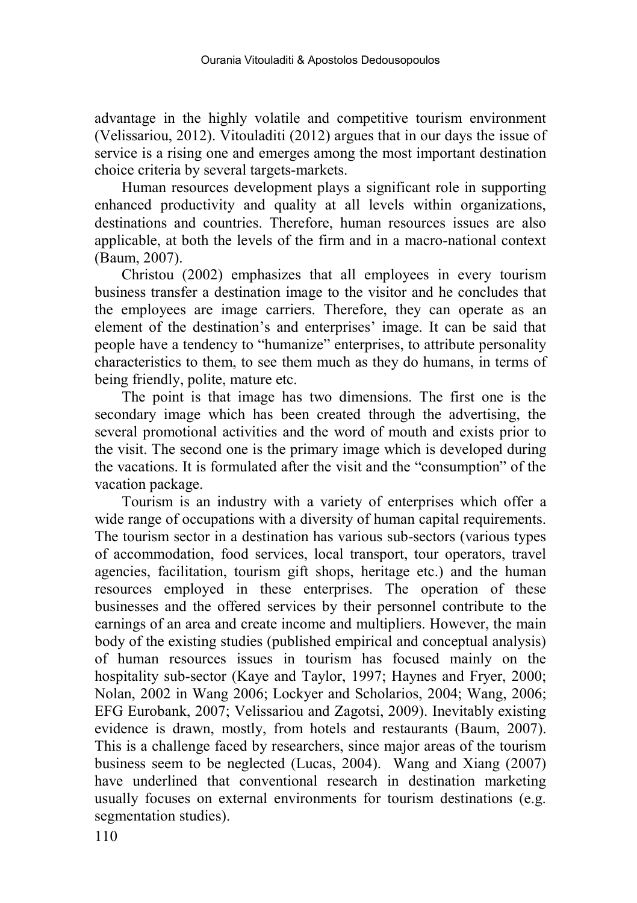advantage in the highly volatile and competitive tourism environment (Velissariou, 2012). Vitouladiti (2012) argues that in our days the issue of service is a rising one and emerges among the most important destination choice criteria by several targets-markets.

Human resources development plays a significant role in supporting enhanced productivity and quality at all levels within organizations, destinations and countries. Therefore, human resources issues are also applicable, at both the levels of the firm and in a macro-national context (Baum, 2007).

Christou (2002) emphasizes that all employees in every tourism business transfer a destination image to the visitor and he concludes that the employees are image carriers. Therefore, they can operate as an element of the destination's and enterprises' image. It can be said that people have a tendency to "humanize" enterprises, to attribute personality characteristics to them, to see them much as they do humans, in terms of being friendly, polite, mature etc.

The point is that image has two dimensions. The first one is the secondary image which has been created through the advertising, the several promotional activities and the word of mouth and exists prior to the visit. The second one is the primary image which is developed during the vacations. It is formulated after the visit and the "consumption" of the vacation package.

Tourism is an industry with a variety of enterprises which offer a wide range of occupations with a diversity of human capital requirements. The tourism sector in a destination has various sub-sectors (various types of accommodation, food services, local transport, tour operators, travel agencies, facilitation, tourism gift shops, heritage etc.) and the human resources employed in these enterprises. The operation of these businesses and the offered services by their personnel contribute to the earnings of an area and create income and multipliers. However, the main body of the existing studies (published empirical and conceptual analysis) of human resources issues in tourism has focused mainly on the hospitality sub-sector (Kaye and Taylor, 1997; Haynes and Fryer, 2000; Nolan, 2002 in Wang 2006; Lockyer and Scholarios, 2004; Wang, 2006; EFG Eurobank, 2007; Velissariou and Zagotsi, 2009). Inevitably existing evidence is drawn, mostly, from hotels and restaurants (Baum, 2007). This is a challenge faced by researchers, since major areas of the tourism business seem to be neglected (Lucas, 2004). Wang and Xiang (2007) have underlined that conventional research in destination marketing usually focuses on external environments for tourism destinations (e.g. segmentation studies).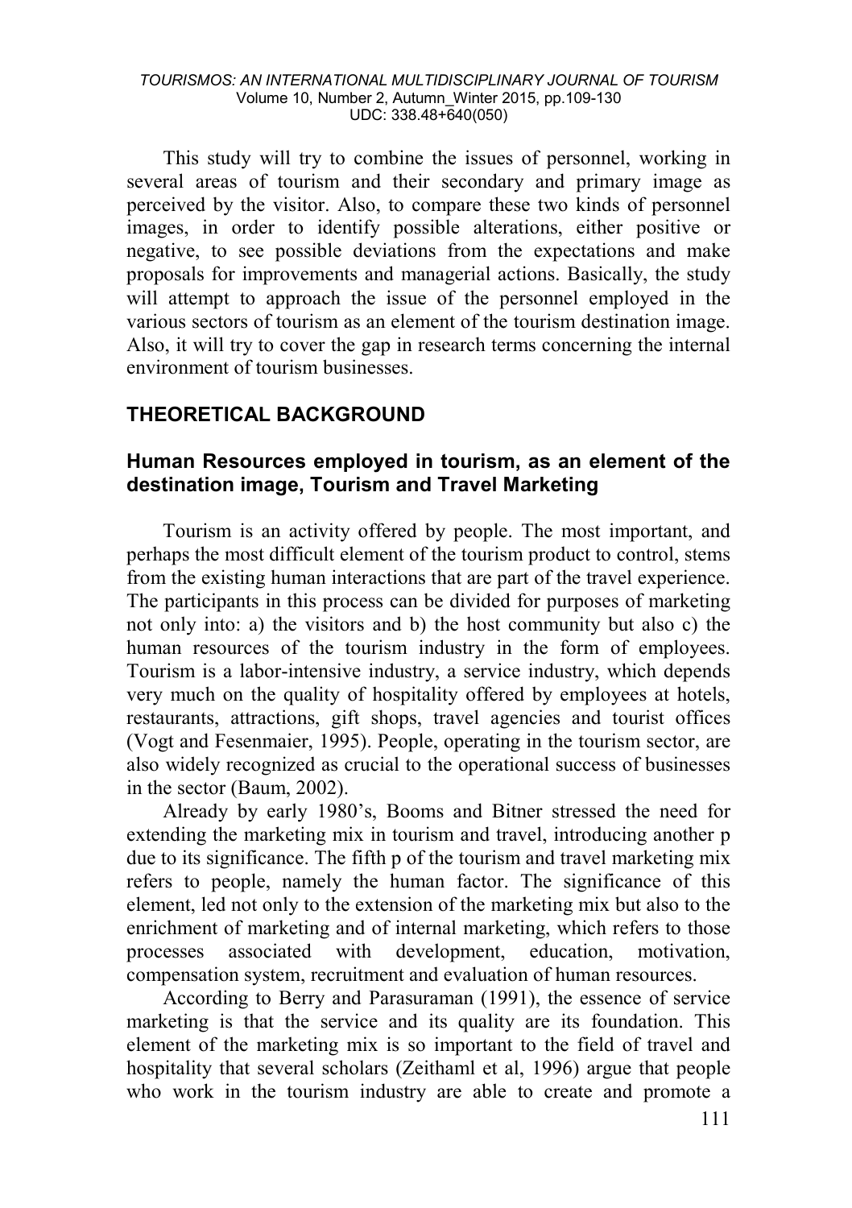This study will try to combine the issues of personnel, working in several areas of tourism and their secondary and primary image as perceived by the visitor. Also, to compare these two kinds of personnel images, in order to identify possible alterations, either positive or negative, to see possible deviations from the expectations and make proposals for improvements and managerial actions. Basically, the study will attempt to approach the issue of the personnel employed in the various sectors of tourism as an element of the tourism destination image. Also, it will try to cover the gap in research terms concerning the internal environment of tourism businesses.

## THEORETICAL BACKGROUND

### Human Resources employed in tourism, as an element of the destination image, Tourism and Travel Marketing

Tourism is an activity offered by people. The most important, and perhaps the most difficult element of the tourism product to control, stems from the existing human interactions that are part of the travel experience. The participants in this process can be divided for purposes of marketing not only into: a) the visitors and b) the host community but also c) the human resources of the tourism industry in the form of employees. Tourism is a labor-intensive industry, a service industry, which depends very much on the quality of hospitality offered by employees at hotels, restaurants, attractions, gift shops, travel agencies and tourist offices (Vogt and Fesenmaier, 1995). People, operating in the tourism sector, are also widely recognized as crucial to the operational success of businesses in the sector (Baum, 2002).

Already by early 1980's, Booms and Bitner stressed the need for extending the marketing mix in tourism and travel, introducing another p due to its significance. The fifth p of the tourism and travel marketing mix refers to people, namely the human factor. The significance of this element, led not only to the extension of the marketing mix but also to the enrichment of marketing and of internal marketing, which refers to those processes associated with development, education, motivation, compensation system, recruitment and evaluation of human resources.

According to Berry and Parasuraman (1991), the essence of service marketing is that the service and its quality are its foundation. This element of the marketing mix is so important to the field of travel and hospitality that several scholars (Zeithaml et al, 1996) argue that people who work in the tourism industry are able to create and promote a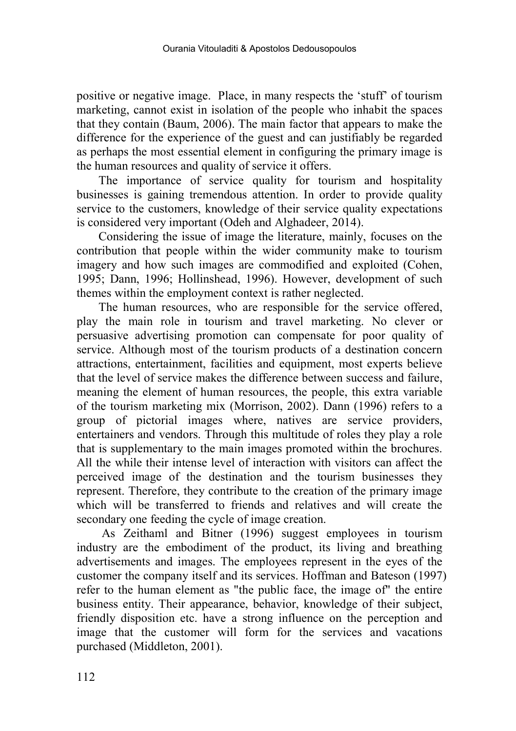positive or negative image. Place, in many respects the 'stuff' of tourism marketing, cannot exist in isolation of the people who inhabit the spaces that they contain (Baum, 2006). The main factor that appears to make the difference for the experience of the guest and can justifiably be regarded as perhaps the most essential element in configuring the primary image is the human resources and quality of service it offers.

The importance of service quality for tourism and hospitality businesses is gaining tremendous attention. In order to provide quality service to the customers, knowledge of their service quality expectations is considered very important (Odeh and Alghadeer, 2014).

Considering the issue of image the literature, mainly, focuses on the contribution that people within the wider community make to tourism imagery and how such images are commodified and exploited (Cohen, 1995; Dann, 1996; Hollinshead, 1996). However, development of such themes within the employment context is rather neglected.

The human resources, who are responsible for the service offered, play the main role in tourism and travel marketing. No clever or persuasive advertising promotion can compensate for poor quality of service. Although most of the tourism products of a destination concern attractions, entertainment, facilities and equipment, most experts believe that the level of service makes the difference between success and failure, meaning the element of human resources, the people, this extra variable of the tourism marketing mix (Morrison, 2002). Dann (1996) refers to a group of pictorial images where, natives are service providers, entertainers and vendors. Through this multitude of roles they play a role that is supplementary to the main images promoted within the brochures. All the while their intense level of interaction with visitors can affect the perceived image of the destination and the tourism businesses they represent. Therefore, they contribute to the creation of the primary image which will be transferred to friends and relatives and will create the secondary one feeding the cycle of image creation.

As Zeithaml and Bitner (1996) suggest employees in tourism industry are the embodiment of the product, its living and breathing advertisements and images. The employees represent in the eyes of the customer the company itself and its services. Hoffman and Bateson (1997) refer to the human element as "the public face, the image of" the entire business entity. Their appearance, behavior, knowledge of their subject, friendly disposition etc. have a strong influence on the perception and image that the customer will form for the services and vacations purchased (Middleton, 2001).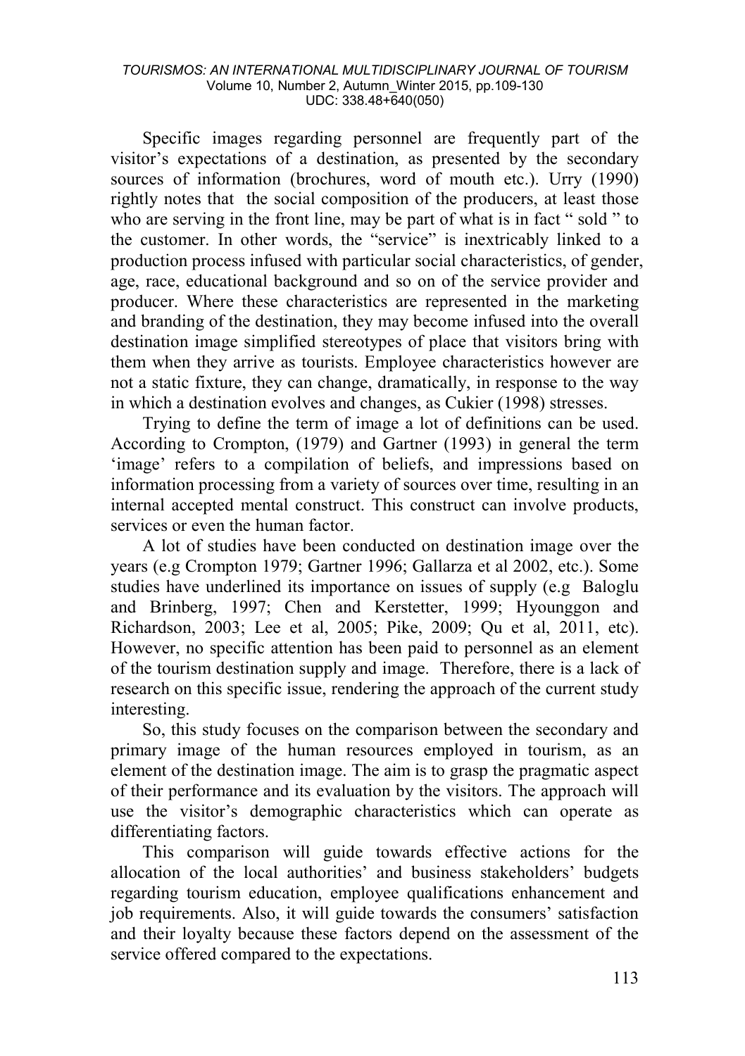Specific images regarding personnel are frequently part of the visitor's expectations of a destination, as presented by the secondary sources of information (brochures, word of mouth etc.). Urry (1990) rightly notes that the social composition of the producers, at least those who are serving in the front line, may be part of what is in fact " sold " to the customer. In other words, the "service" is inextricably linked to a production process infused with particular social characteristics, of gender, age, race, educational background and so on of the service provider and producer. Where these characteristics are represented in the marketing and branding of the destination, they may become infused into the overall destination image simplified stereotypes of place that visitors bring with them when they arrive as tourists. Employee characteristics however are not a static fixture, they can change, dramatically, in response to the way in which a destination evolves and changes, as Cukier (1998) stresses.

Trying to define the term of image a lot of definitions can be used. According to Crompton, (1979) and Gartner (1993) in general the term 'image' refers to a compilation of beliefs, and impressions based on information processing from a variety of sources over time, resulting in an internal accepted mental construct. This construct can involve products, services or even the human factor.

A lot of studies have been conducted on destination image over the years (e.g Crompton 1979; Gartner 1996; Gallarza et al 2002, etc.). Some studies have underlined its importance on issues of supply (e.g Baloglu and Brinberg, 1997; Chen and Kerstetter, 1999; Hyounggon and Richardson, 2003; Lee et al, 2005; Pike, 2009; Qu et al, 2011, etc). However, no specific attention has been paid to personnel as an element of the tourism destination supply and image. Therefore, there is a lack of research on this specific issue, rendering the approach of the current study interesting.

So, this study focuses on the comparison between the secondary and primary image of the human resources employed in tourism, as an element of the destination image. The aim is to grasp the pragmatic aspect of their performance and its evaluation by the visitors. The approach will use the visitor's demographic characteristics which can operate as differentiating factors.

This comparison will guide towards effective actions for the allocation of the local authorities' and business stakeholders' budgets regarding tourism education, employee qualifications enhancement and job requirements. Also, it will guide towards the consumers' satisfaction and their loyalty because these factors depend on the assessment of the service offered compared to the expectations.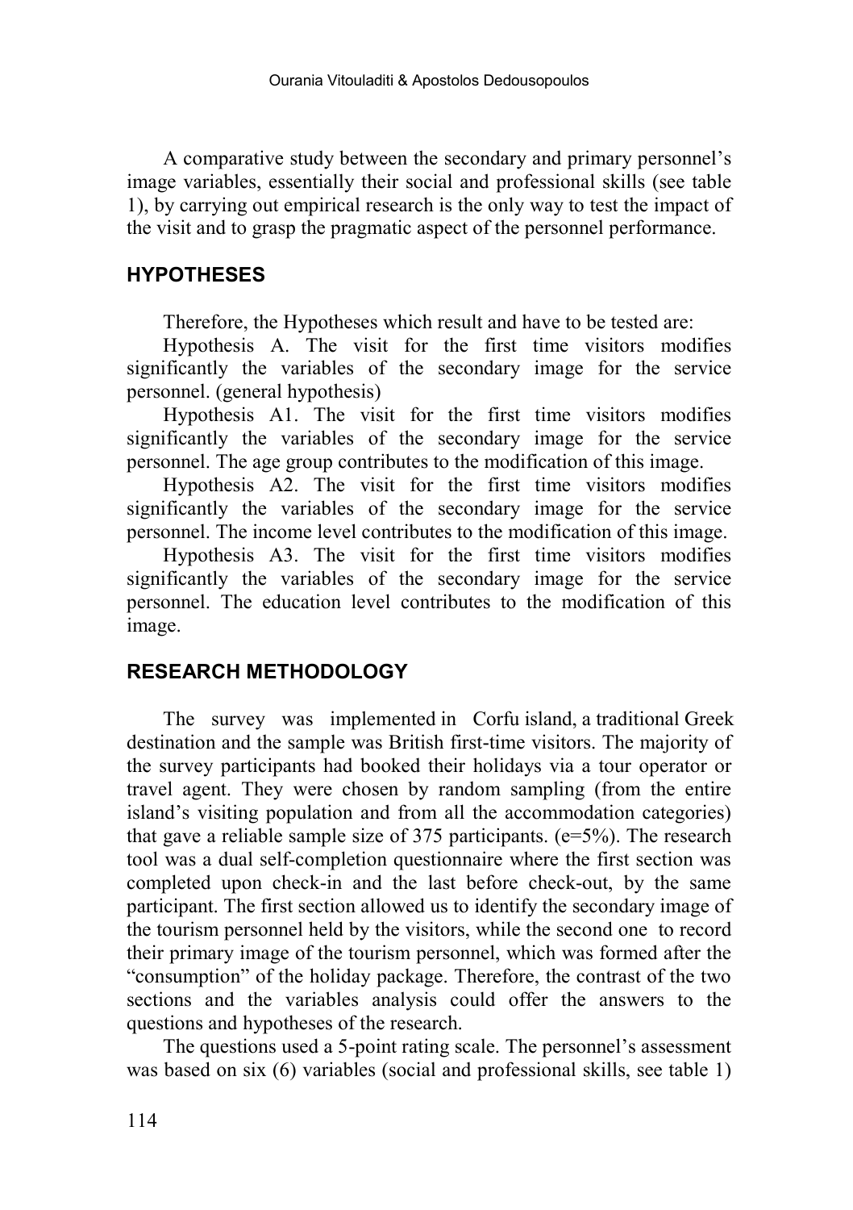A comparative study between the secondary and primary personnel's image variables, essentially their social and professional skills (see table 1), by carrying out empirical research is the only way to test the impact of the visit and to grasp the pragmatic aspect of the personnel performance.

## HYPOTHESES

Therefore, the Hypotheses which result and have to be tested are:

Hypothesis A. The visit for the first time visitors modifies significantly the variables of the secondary image for the service personnel. (general hypothesis)

Hypothesis A1. The visit for the first time visitors modifies significantly the variables of the secondary image for the service personnel. The age group contributes to the modification of this image.

Hypothesis A2. The visit for the first time visitors modifies significantly the variables of the secondary image for the service personnel. The income level contributes to the modification of this image.

Hypothesis A3. The visit for the first time visitors modifies significantly the variables of the secondary image for the service personnel. The education level contributes to the modification of this image.

## RESEARCH METHODOLOGY

The survey was implemented in Corfu island, a traditional Greek destination and the sample was British first-time visitors. The majority of the survey participants had booked their holidays via a tour operator or travel agent. They were chosen by random sampling (from the entire island's visiting population and from all the accommodation categories) that gave a reliable sample size of 375 participants. (e=5%). The research tool was a dual self-completion questionnaire where the first section was completed upon check-in and the last before check-out, by the same participant. The first section allowed us to identify the secondary image of the tourism personnel held by the visitors, while the second one to record their primary image of the tourism personnel, which was formed after the "consumption" of the holiday package. Therefore, the contrast of the two sections and the variables analysis could offer the answers to the questions and hypotheses of the research.

The questions used a 5-point rating scale. The personnel's assessment was based on six (6) variables (social and professional skills, see table 1)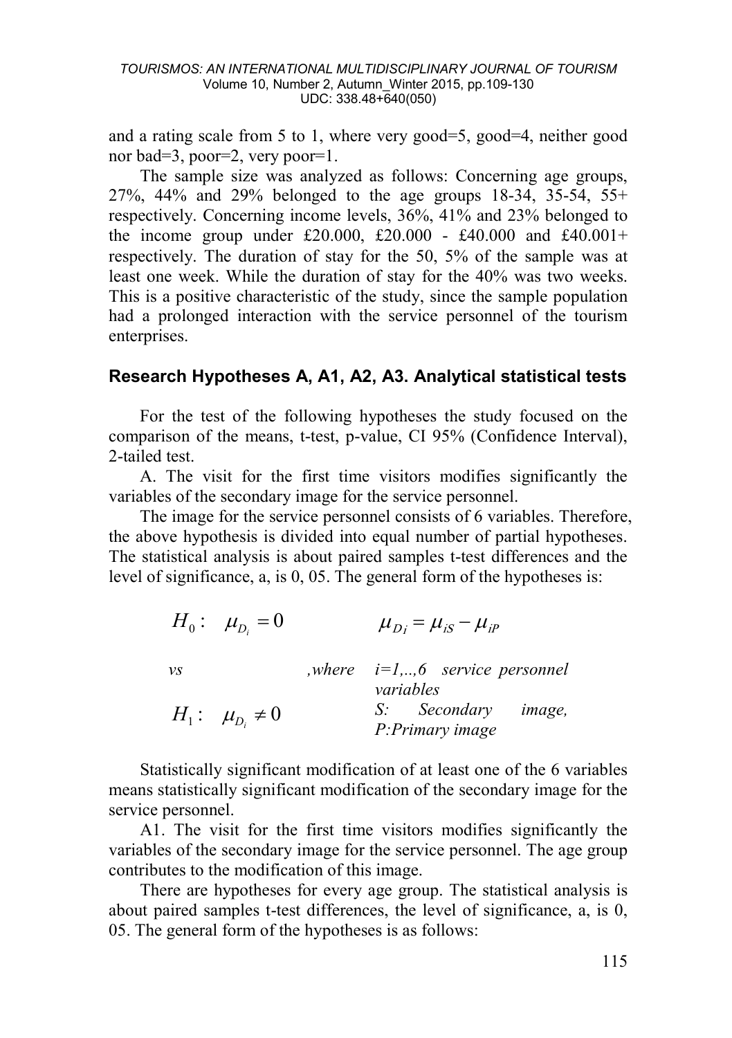and a rating scale from 5 to 1, where very good=5, good=4, neither good nor bad=3, poor=2, very poor=1.

The sample size was analyzed as follows: Concerning age groups, 27%, 44% and 29% belonged to the age groups 18-34, 35-54, 55+ respectively. Concerning income levels, 36%, 41% and 23% belonged to the income group under £20.000, £20.000 - £40.000 and £40.001+ respectively. The duration of stay for the 50, 5% of the sample was at least one week. While the duration of stay for the 40% was two weeks. This is a positive characteristic of the study, since the sample population had a prolonged interaction with the service personnel of the tourism enterprises.

## Research Hypotheses A, A1, A2, A3. Analytical statistical tests

For the test of the following hypotheses the study focused on the comparison of the means, t-test, p-value, CI 95% (Confidence Interval), 2-tailed test.

A. The visit for the first time visitors modifies significantly the variables of the secondary image for the service personnel.

The image for the service personnel consists of 6 variables. Therefore, the above hypothesis is divided into equal number of partial hypotheses. The statistical analysis is about paired samples t-test differences and the level of significance, a, is 0, 05. The general form of the hypotheses is:

$$H_0: \quad \mu_{D_i} = 0 \qquad \mu_{D_i} = \mu_{iS} - \mu_{iP}$$

*vs* &nbsp;&nbsp;&nbsp;&nbsp; *,where* &nbsp; *i=1,..,6 service personnel variables*

$$H_1: \quad \mu_{D_i} \neq 0$$

*S: Secondary image, P:Primary image*

Statistically significant modification of at least one of the 6 variables means statistically significant modification of the secondary image for the service personnel.

A1. The visit for the first time visitors modifies significantly the variables of the secondary image for the service personnel. The age group contributes to the modification of this image.

There are hypotheses for every age group. The statistical analysis is about paired samples t-test differences, the level of significance, a, is 0, 05. The general form of the hypotheses is as follows: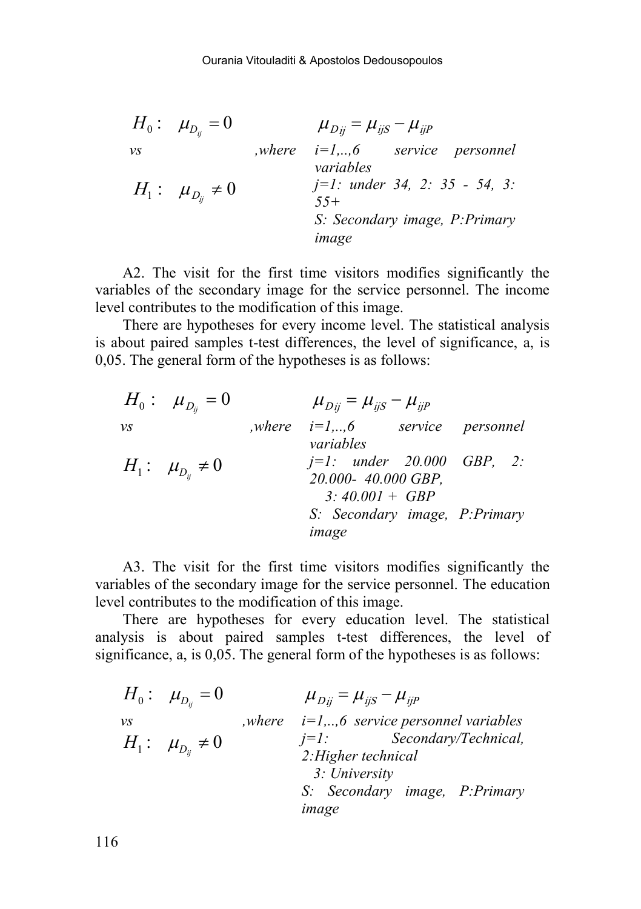$$H_0: \quad \mu_{D_{ij}} = 0 \qquad \mu_{Dij} = \mu_{ijS} - \mu_{ijP}$$

*vs* *,where* *i=1,..,6 service personnel variables*

$$H_1: \quad \mu_{D_{ij}} \neq 0$$

*j=1: under 34, 2: 35 - 54, 3: 55+*

*S: Secondary image, P:Primary image*

A2. The visit for the first time visitors modifies significantly the variables of the secondary image for the service personnel. The income level contributes to the modification of this image.

There are hypotheses for every income level. The statistical analysis is about paired samples t-test differences, the level of significance, a, is 0,05. The general form of the hypotheses is as follows:

$$H_0: \quad \mu_{D_{ij}} = 0 \qquad \mu_{Dij} = \mu_{ijS} - \mu_{ijP}$$

*vs* *,where* *i=1,..,6 service personnel variables*

$$H_1: \quad \mu_{D_{ij}} \neq 0$$

*j=1: under 20.000 GBP, 2: 20.000- 40.000 GBP,*
*3: 40.001 + GBP*

*S: Secondary image, P:Primary image*

A3. The visit for the first time visitors modifies significantly the variables of the secondary image for the service personnel. The education level contributes to the modification of this image.

There are hypotheses for every education level. The statistical analysis is about paired samples t-test differences, the level of significance, a, is 0,05. The general form of the hypotheses is as follows:

$$H_0: \quad \mu_{D_{ij}} = 0 \qquad \mu_{Dij} = \mu_{ijS} - \mu_{ijP}$$

*vs* *,where* *i=1,..,6 service personnel variables*

$$H_1: \quad \mu_{D_{ij}} \neq 0$$

*j=1: Secondary/Technical, 2:Higher technical*
*3: University*

*S: Secondary image, P:Primary image*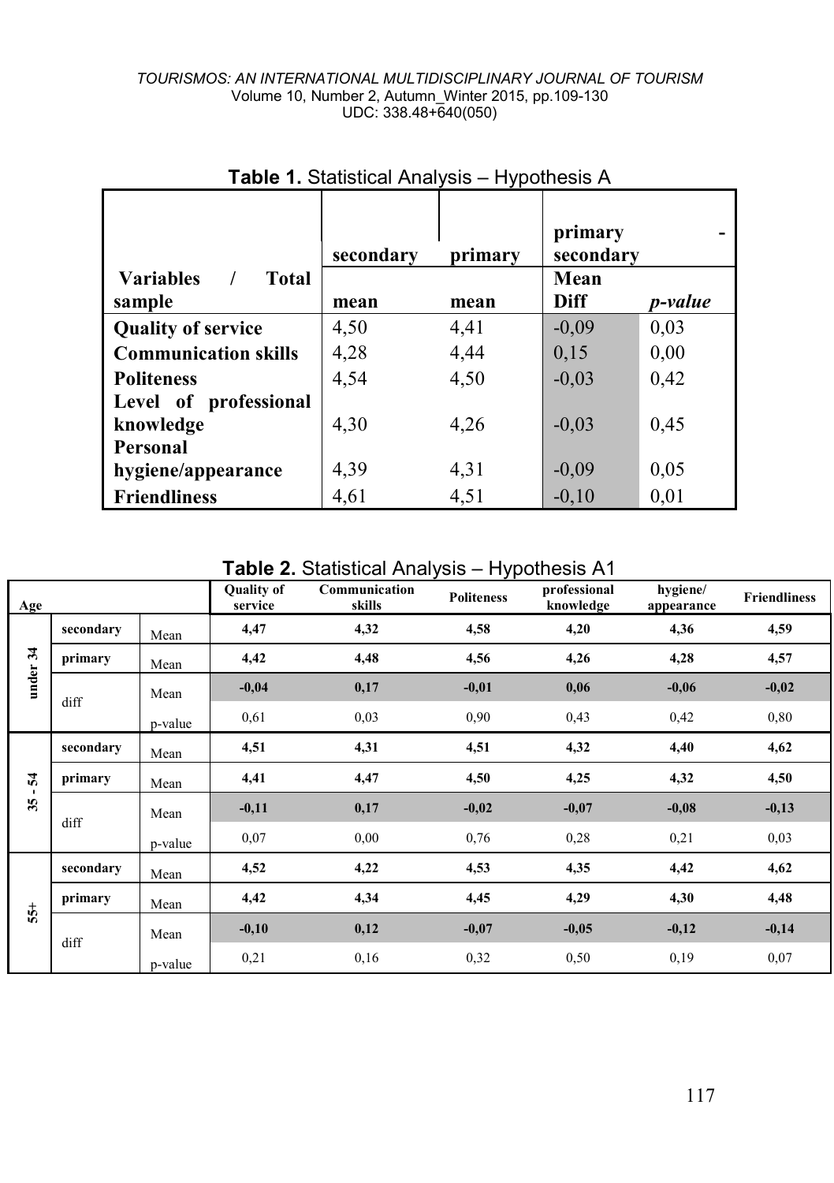**Table 1.** Statistical Analysis – Hypothesis A

| Variables / Total sample | secondary | primary | primary - secondary | |
|---|---|---|---|---|
| | mean | mean | Mean Diff | *p-value* |
| **Quality of service** | 4,50 | 4,41 | -0,09 | 0,03 |
| **Communication skills** | 4,28 | 4,44 | 0,15 | 0,00 |
| **Politeness** | 4,54 | 4,50 | -0,03 | 0,42 |
| **Level of professional knowledge** | 4,30 | 4,26 | -0,03 | 0,45 |
| **Personal hygiene/appearance** | 4,39 | 4,31 | -0,09 | 0,05 |
| **Friendliness** | 4,61 | 4,51 | -0,10 | 0,01 |

**Table 2.** Statistical Analysis – Hypothesis A1

| Age | | | Quality of service | Communication skills | Politeness | professional knowledge | hygiene/ appearance | Friendliness |
|---|---|---|---|---|---|---|---|---|
| under 34 | secondary | Mean | 4,47 | 4,32 | 4,58 | 4,20 | 4,36 | 4,59 |
| | primary | Mean | 4,42 | 4,48 | 4,56 | 4,26 | 4,28 | 4,57 |
| | diff | Mean | -0,04 | 0,17 | -0,01 | 0,06 | -0,06 | -0,02 |
| | | p-value | 0,61 | 0,03 | 0,90 | 0,43 | 0,42 | 0,80 |
| 35 - 54 | secondary | Mean | 4,51 | 4,31 | 4,51 | 4,32 | 4,40 | 4,62 |
| | primary | Mean | 4,41 | 4,47 | 4,50 | 4,25 | 4,32 | 4,50 |
| | diff | Mean | -0,11 | 0,17 | -0,02 | -0,07 | -0,08 | -0,13 |
| | | p-value | 0,07 | 0,00 | 0,76 | 0,28 | 0,21 | 0,03 |
| 55+ | secondary | Mean | 4,52 | 4,22 | 4,53 | 4,35 | 4,42 | 4,62 |
| | primary | Mean | 4,42 | 4,34 | 4,45 | 4,29 | 4,30 | 4,48 |
| | diff | Mean | -0,10 | 0,12 | -0,07 | -0,05 | -0,12 | -0,14 |
| | | p-value | 0,21 | 0,16 | 0,32 | 0,50 | 0,19 | 0,07 |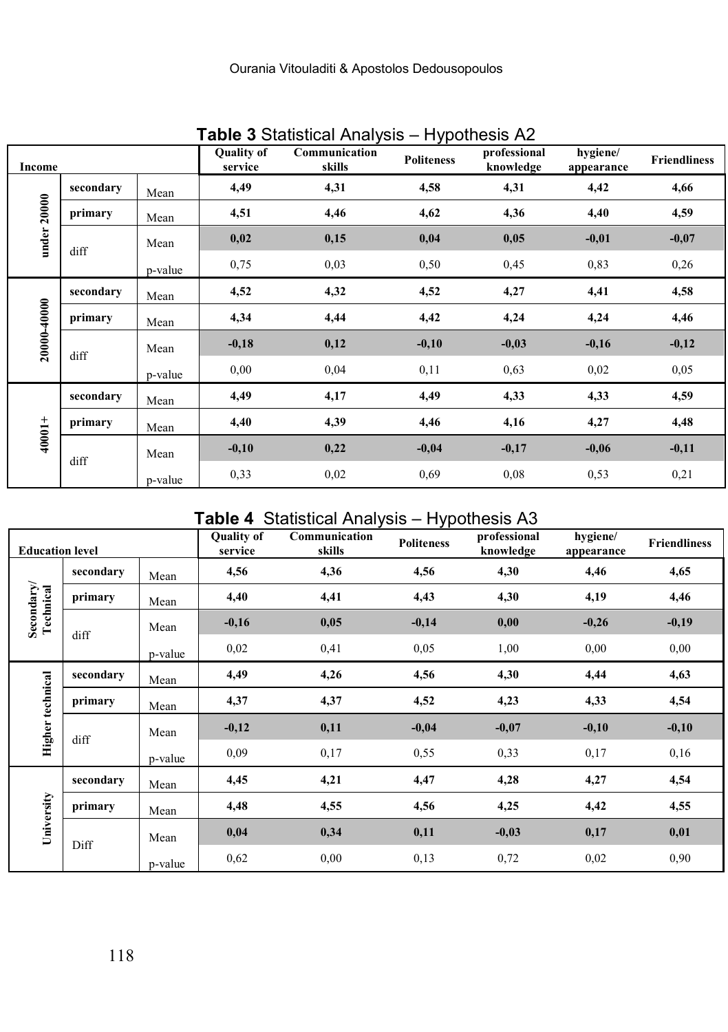**Table 3** Statistical Analysis – Hypothesis A2

| Income | | | Quality of service | Communication skills | Politeness | professional knowledge | hygiene/ appearance | Friendliness |
|---|---|---|---|---|---|---|---|---|
| under 20000 | secondary | Mean | **4,49** | **4,31** | **4,58** | **4,31** | **4,42** | **4,66** |
| | primary | Mean | **4,51** | **4,46** | **4,62** | **4,36** | **4,40** | **4,59** |
| | diff | Mean | **0,02** | **0,15** | **0,04** | **0,05** | **-0,01** | **-0,07** |
| | | p-value | 0,75 | 0,03 | 0,50 | 0,45 | 0,83 | 0,26 |
| 20000-40000 | secondary | Mean | **4,52** | **4,32** | **4,52** | **4,27** | **4,41** | **4,58** |
| | primary | Mean | **4,34** | **4,44** | **4,42** | **4,24** | **4,24** | **4,46** |
| | diff | Mean | **-0,18** | **0,12** | **-0,10** | **-0,03** | **-0,16** | **-0,12** |
| | | p-value | 0,00 | 0,04 | 0,11 | 0,63 | 0,02 | 0,05 |
| 40001+ | secondary | Mean | **4,49** | **4,17** | **4,49** | **4,33** | **4,33** | **4,59** |
| | primary | Mean | **4,40** | **4,39** | **4,46** | **4,16** | **4,27** | **4,48** |
| | diff | Mean | **-0,10** | **0,22** | **-0,04** | **-0,17** | **-0,06** | **-0,11** |
| | | p-value | 0,33 | 0,02 | 0,69 | 0,08 | 0,53 | 0,21 |

**Table 4** Statistical Analysis – Hypothesis A3

| Education level | | | Quality of service | Communication skills | Politeness | professional knowledge | hygiene/ appearance | Friendliness |
|---|---|---|---|---|---|---|---|---|
| Secondary/ Technical | secondary | Mean | **4,56** | **4,36** | **4,56** | **4,30** | **4,46** | **4,65** |
| | primary | Mean | **4,40** | **4,41** | **4,43** | **4,30** | **4,19** | **4,46** |
| | diff | Mean | **-0,16** | **0,05** | **-0,14** | **0,00** | **-0,26** | **-0,19** |
| | | p-value | 0,02 | 0,41 | 0,05 | 1,00 | 0,00 | 0,00 |
| Higher technical | secondary | Mean | **4,49** | **4,26** | **4,56** | **4,30** | **4,44** | **4,63** |
| | primary | Mean | **4,37** | **4,37** | **4,52** | **4,23** | **4,33** | **4,54** |
| | diff | Mean | **-0,12** | **0,11** | **-0,04** | **-0,07** | **-0,10** | **-0,10** |
| | | p-value | 0,09 | 0,17 | 0,55 | 0,33 | 0,17 | 0,16 |
| University | secondary | Mean | **4,45** | **4,21** | **4,47** | **4,28** | **4,27** | **4,54** |
| | primary | Mean | **4,48** | **4,55** | **4,56** | **4,25** | **4,42** | **4,55** |
| | Diff | Mean | **0,04** | **0,34** | **0,11** | **-0,03** | **0,17** | **0,01** |
| | | p-value | 0,62 | 0,00 | 0,13 | 0,72 | 0,02 | 0,90 |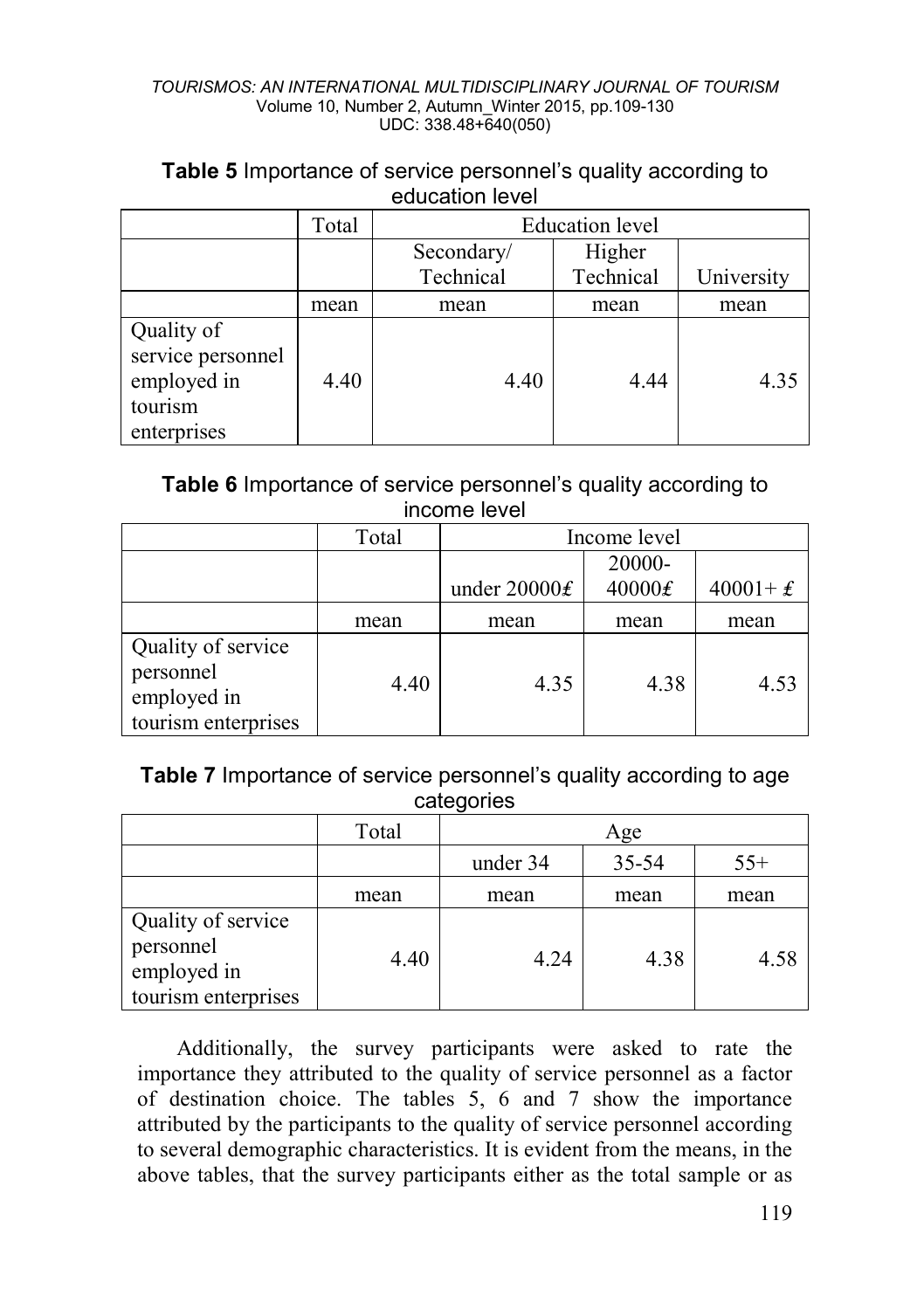**Table 5** Importance of service personnel's quality according to education level

| | Total | Education level | | |
|---|---|---|---|---|
| | | Secondary/ Technical | Higher Technical | University |
| | mean | mean | mean | mean |
| Quality of service personnel employed in tourism enterprises | 4.40 | 4.40 | 4.44 | 4.35 |

**Table 6** Importance of service personnel's quality according to income level

| | Total | Income level | | |
|---|---|---|---|---|
| | | under 20000₤ | 20000-40000₤ | 40001+ ₤ |
| | mean | mean | mean | mean |
| Quality of service personnel employed in tourism enterprises | 4.40 | 4.35 | 4.38 | 4.53 |

**Table 7** Importance of service personnel's quality according to age categories

| | Total | Age | | |
|---|---|---|---|---|
| | | under 34 | 35-54 | 55+ |
| | mean | mean | mean | mean |
| Quality of service personnel employed in tourism enterprises | 4.40 | 4.24 | 4.38 | 4.58 |

Additionally, the survey participants were asked to rate the importance they attributed to the quality of service personnel as a factor of destination choice. The tables 5, 6 and 7 show the importance attributed by the participants to the quality of service personnel according to several demographic characteristics. It is evident from the means, in the above tables, that the survey participants either as the total sample or as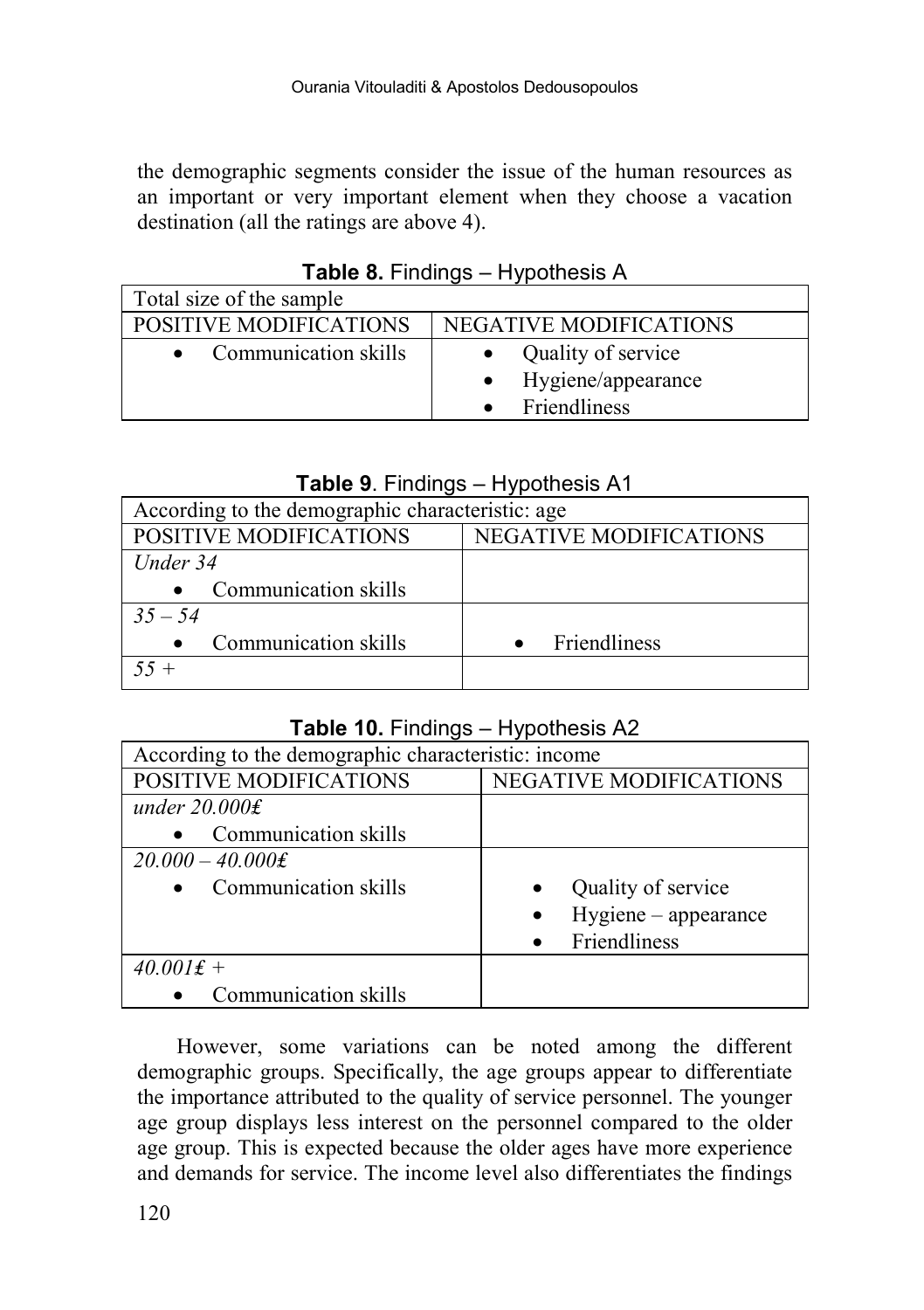the demographic segments consider the issue of the human resources as an important or very important element when they choose a vacation destination (all the ratings are above 4).

**Table 8.** Findings – Hypothesis A

| Total size of the sample | |
|---|---|
| POSITIVE MODIFICATIONS | NEGATIVE MODIFICATIONS |
| • Communication skills | • Quality of service<br>• Hygiene/appearance<br>• Friendliness |

**Table 9**. Findings – Hypothesis A1

| According to the demographic characteristic: age | |
|---|---|
| POSITIVE MODIFICATIONS | NEGATIVE MODIFICATIONS |
| *Under 34*<br>• Communication skills | |
| *35 – 54*<br>• Communication skills | • Friendliness |
| *55 +* | |

**Table 10.** Findings – Hypothesis A2

| According to the demographic characteristic: income | |
|---|---|
| POSITIVE MODIFICATIONS | NEGATIVE MODIFICATIONS |
| *under 20.000₤*<br>• Communication skills | |
| *20.000 – 40.000₤*<br>• Communication skills | • Quality of service<br>• Hygiene – appearance<br>• Friendliness |
| *40.001₤ +*<br>• Communication skills | |

However, some variations can be noted among the different demographic groups. Specifically, the age groups appear to differentiate the importance attributed to the quality of service personnel. The younger age group displays less interest on the personnel compared to the older age group. This is expected because the older ages have more experience and demands for service. The income level also differentiates the findings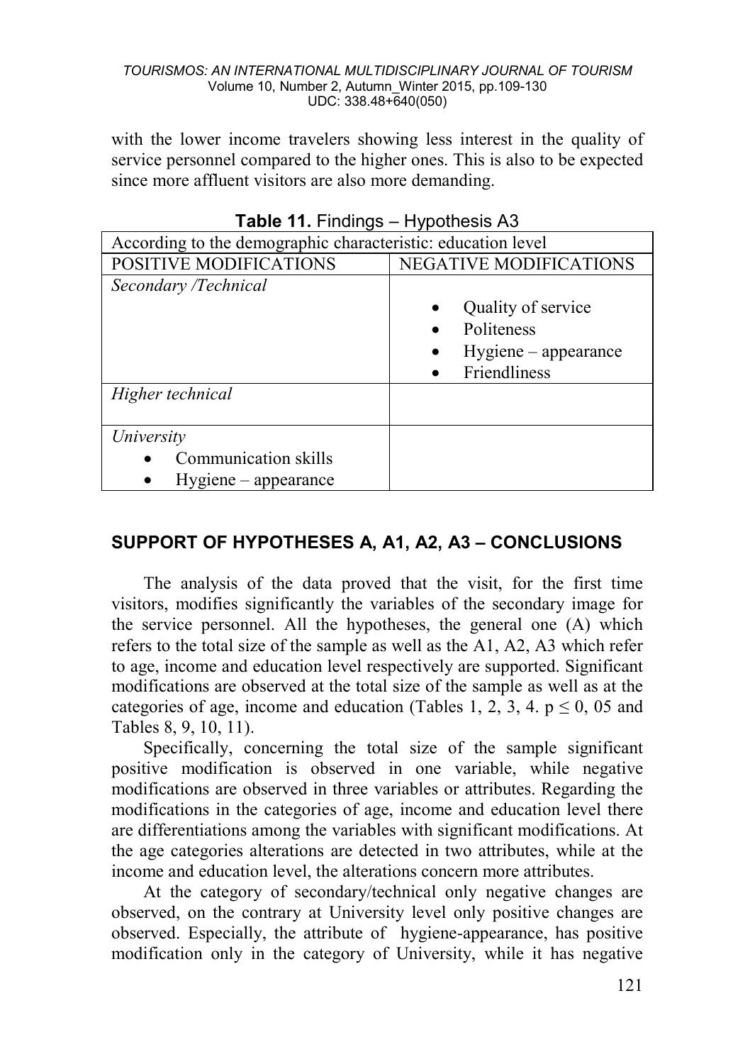with the lower income travelers showing less interest in the quality of service personnel compared to the higher ones. This is also to be expected since more affluent visitors are also more demanding.

**Table 11.** Findings – Hypothesis A3

| According to the demographic characteristic: education level | |
|---|---|
| POSITIVE MODIFICATIONS | NEGATIVE MODIFICATIONS |
| *Secondary /Technical* | • Quality of service<br>• Politeness<br>• Hygiene – appearance<br>• Friendliness |
| *Higher technical* | |
| *University*<br>• Communication skills<br>• Hygiene – appearance | |

## SUPPORT OF HYPOTHESES A, A1, A2, A3 – CONCLUSIONS

The analysis of the data proved that the visit, for the first time visitors, modifies significantly the variables of the secondary image for the service personnel. All the hypotheses, the general one (A) which refers to the total size of the sample as well as the A1, A2, A3 which refer to age, income and education level respectively are supported. Significant modifications are observed at the total size of the sample as well as at the categories of age, income and education (Tables 1, 2, 3, 4. $p \leq 0, 05$ and Tables 8, 9, 10, 11).

Specifically, concerning the total size of the sample significant positive modification is observed in one variable, while negative modifications are observed in three variables or attributes. Regarding the modifications in the categories of age, income and education level there are differentiations among the variables with significant modifications. At the age categories alterations are detected in two attributes, while at the income and education level, the alterations concern more attributes.

At the category of secondary/technical only negative changes are observed, on the contrary at University level only positive changes are observed. Especially, the attribute of hygiene-appearance, has positive modification only in the category of University, while it has negative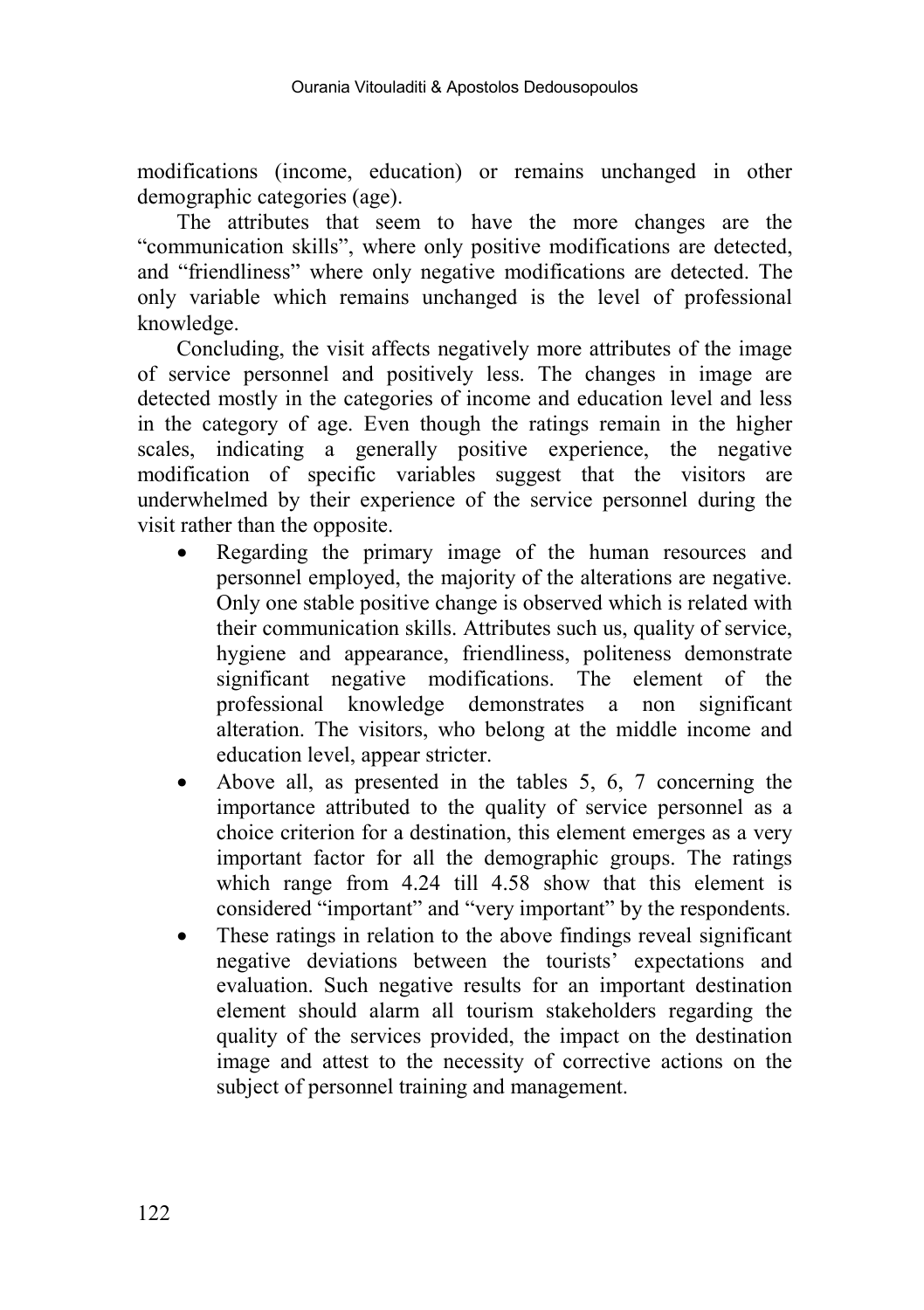modifications (income, education) or remains unchanged in other demographic categories (age).

The attributes that seem to have the more changes are the "communication skills", where only positive modifications are detected, and "friendliness" where only negative modifications are detected. The only variable which remains unchanged is the level of professional knowledge.

Concluding, the visit affects negatively more attributes of the image of service personnel and positively less. The changes in image are detected mostly in the categories of income and education level and less in the category of age. Even though the ratings remain in the higher scales, indicating a generally positive experience, the negative modification of specific variables suggest that the visitors are underwhelmed by their experience of the service personnel during the visit rather than the opposite.

- Regarding the primary image of the human resources and personnel employed, the majority of the alterations are negative. Only one stable positive change is observed which is related with their communication skills. Attributes such us, quality of service, hygiene and appearance, friendliness, politeness demonstrate significant negative modifications. The element of the professional knowledge demonstrates a non significant alteration. The visitors, who belong at the middle income and education level, appear stricter.
- Above all, as presented in the tables 5, 6, 7 concerning the importance attributed to the quality of service personnel as a choice criterion for a destination, this element emerges as a very important factor for all the demographic groups. The ratings which range from 4.24 till 4.58 show that this element is considered "important" and "very important" by the respondents.
- These ratings in relation to the above findings reveal significant negative deviations between the tourists' expectations and evaluation. Such negative results for an important destination element should alarm all tourism stakeholders regarding the quality of the services provided, the impact on the destination image and attest to the necessity of corrective actions on the subject of personnel training and management.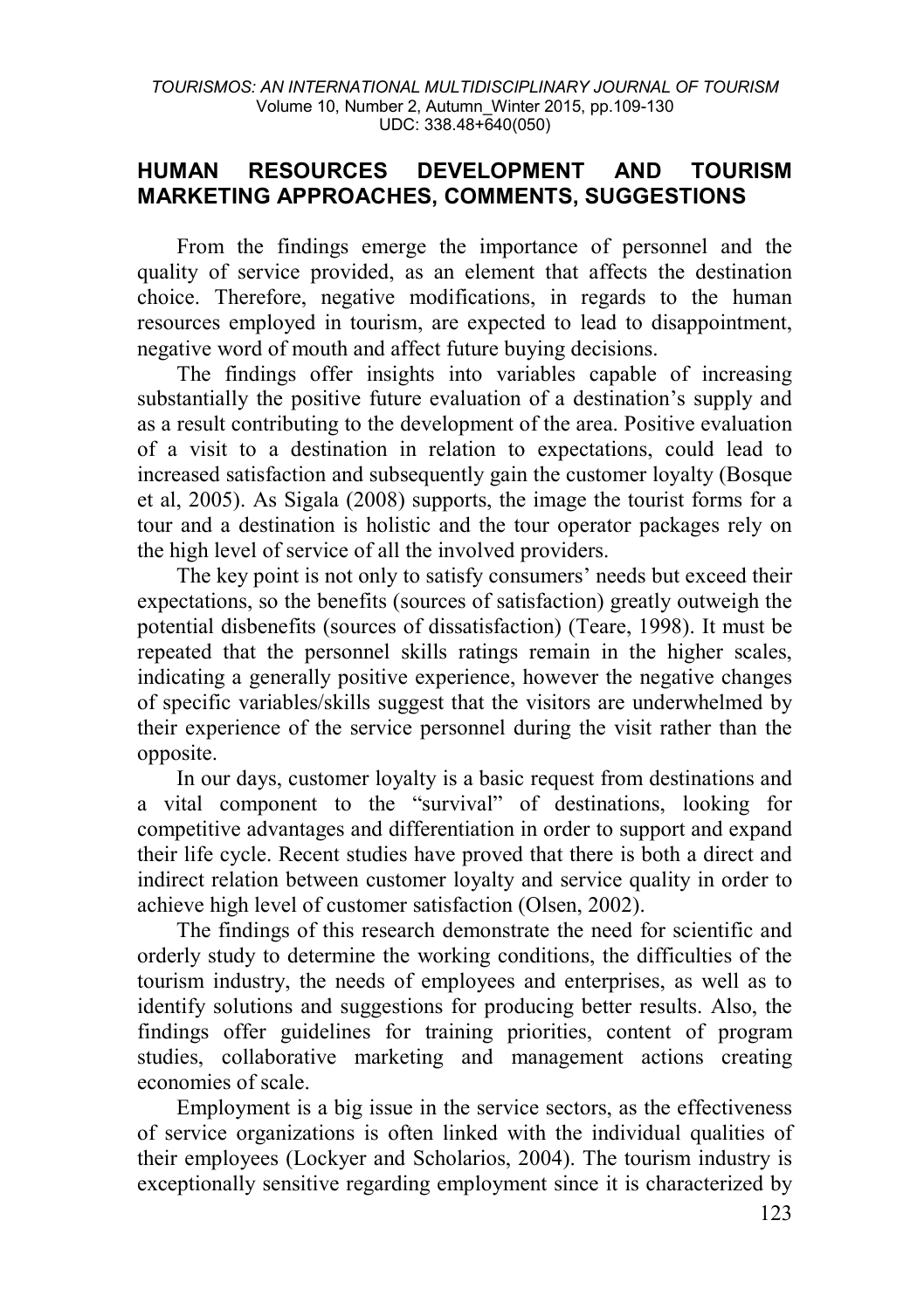## HUMAN RESOURCES DEVELOPMENT AND TOURISM MARKETING APPROACHES, COMMENTS, SUGGESTIONS

From the findings emerge the importance of personnel and the quality of service provided, as an element that affects the destination choice. Therefore, negative modifications, in regards to the human resources employed in tourism, are expected to lead to disappointment, negative word of mouth and affect future buying decisions.

The findings offer insights into variables capable of increasing substantially the positive future evaluation of a destination's supply and as a result contributing to the development of the area. Positive evaluation of a visit to a destination in relation to expectations, could lead to increased satisfaction and subsequently gain the customer loyalty (Bosque et al, 2005). As Sigala (2008) supports, the image the tourist forms for a tour and a destination is holistic and the tour operator packages rely on the high level of service of all the involved providers.

The key point is not only to satisfy consumers' needs but exceed their expectations, so the benefits (sources of satisfaction) greatly outweigh the potential disbenefits (sources of dissatisfaction) (Teare, 1998). It must be repeated that the personnel skills ratings remain in the higher scales, indicating a generally positive experience, however the negative changes of specific variables/skills suggest that the visitors are underwhelmed by their experience of the service personnel during the visit rather than the opposite.

In our days, customer loyalty is a basic request from destinations and a vital component to the "survival" of destinations, looking for competitive advantages and differentiation in order to support and expand their life cycle. Recent studies have proved that there is both a direct and indirect relation between customer loyalty and service quality in order to achieve high level of customer satisfaction (Olsen, 2002).

The findings of this research demonstrate the need for scientific and orderly study to determine the working conditions, the difficulties of the tourism industry, the needs of employees and enterprises, as well as to identify solutions and suggestions for producing better results. Also, the findings offer guidelines for training priorities, content of program studies, collaborative marketing and management actions creating economies of scale.

Employment is a big issue in the service sectors, as the effectiveness of service organizations is often linked with the individual qualities of their employees (Lockyer and Scholarios, 2004). The tourism industry is exceptionally sensitive regarding employment since it is characterized by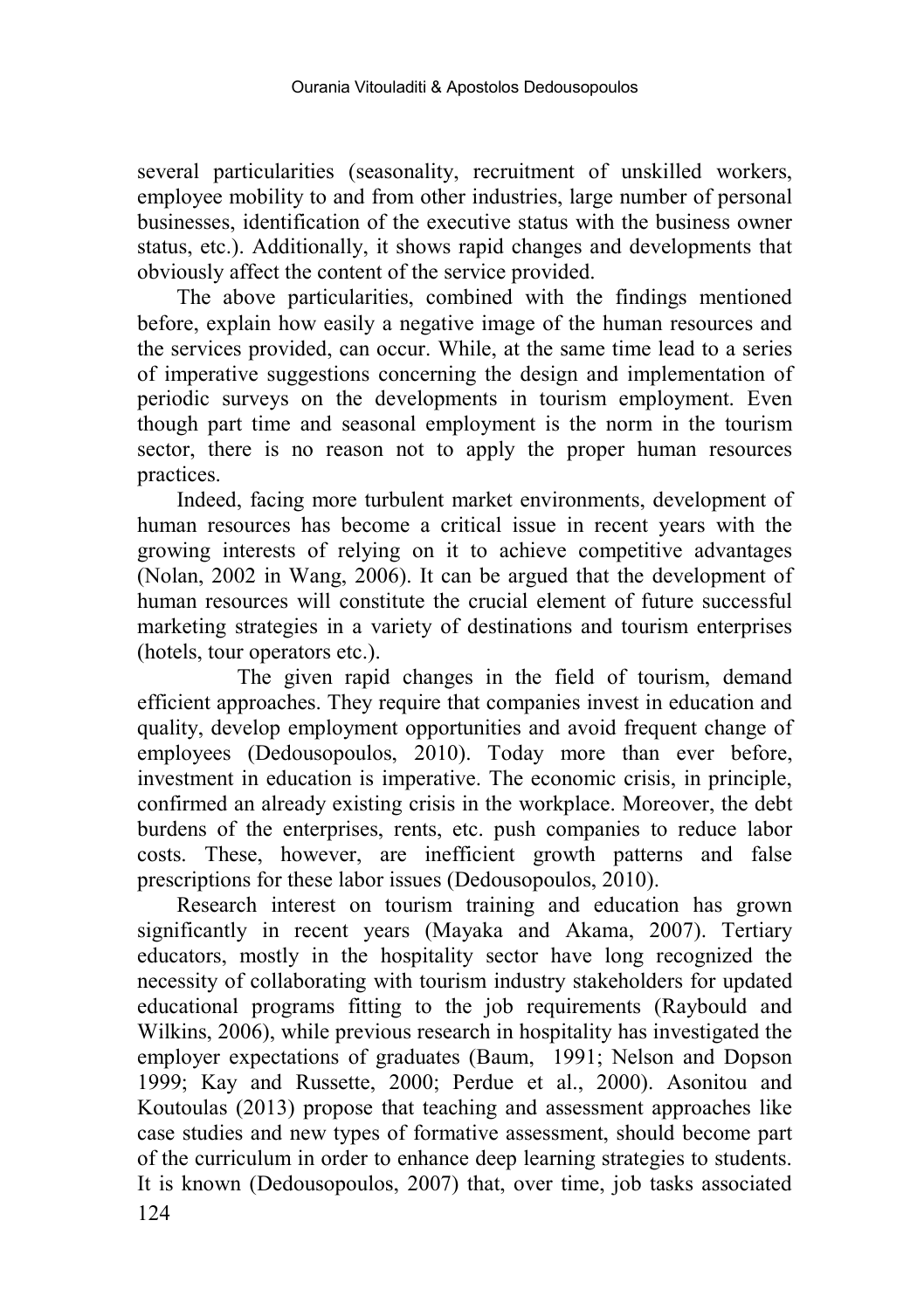several particularities (seasonality, recruitment of unskilled workers, employee mobility to and from other industries, large number of personal businesses, identification of the executive status with the business owner status, etc.). Additionally, it shows rapid changes and developments that obviously affect the content of the service provided.

The above particularities, combined with the findings mentioned before, explain how easily a negative image of the human resources and the services provided, can occur. While, at the same time lead to a series of imperative suggestions concerning the design and implementation of periodic surveys on the developments in tourism employment. Even though part time and seasonal employment is the norm in the tourism sector, there is no reason not to apply the proper human resources practices.

Indeed, facing more turbulent market environments, development of human resources has become a critical issue in recent years with the growing interests of relying on it to achieve competitive advantages (Nolan, 2002 in Wang, 2006). It can be argued that the development of human resources will constitute the crucial element of future successful marketing strategies in a variety of destinations and tourism enterprises (hotels, tour operators etc.).

The given rapid changes in the field of tourism, demand efficient approaches. They require that companies invest in education and quality, develop employment opportunities and avoid frequent change of employees (Dedousopoulos, 2010). Today more than ever before, investment in education is imperative. The economic crisis, in principle, confirmed an already existing crisis in the workplace. Moreover, the debt burdens of the enterprises, rents, etc. push companies to reduce labor costs. These, however, are inefficient growth patterns and false prescriptions for these labor issues (Dedousopoulos, 2010).

Research interest on tourism training and education has grown significantly in recent years (Mayaka and Akama, 2007). Tertiary educators, mostly in the hospitality sector have long recognized the necessity of collaborating with tourism industry stakeholders for updated educational programs fitting to the job requirements (Raybould and Wilkins, 2006), while previous research in hospitality has investigated the employer expectations of graduates (Baum, 1991; Nelson and Dopson 1999; Kay and Russette, 2000; Perdue et al., 2000). Asonitou and Koutoulas (2013) propose that teaching and assessment approaches like case studies and new types of formative assessment, should become part of the curriculum in order to enhance deep learning strategies to students. It is known (Dedousopoulos, 2007) that, over time, job tasks associated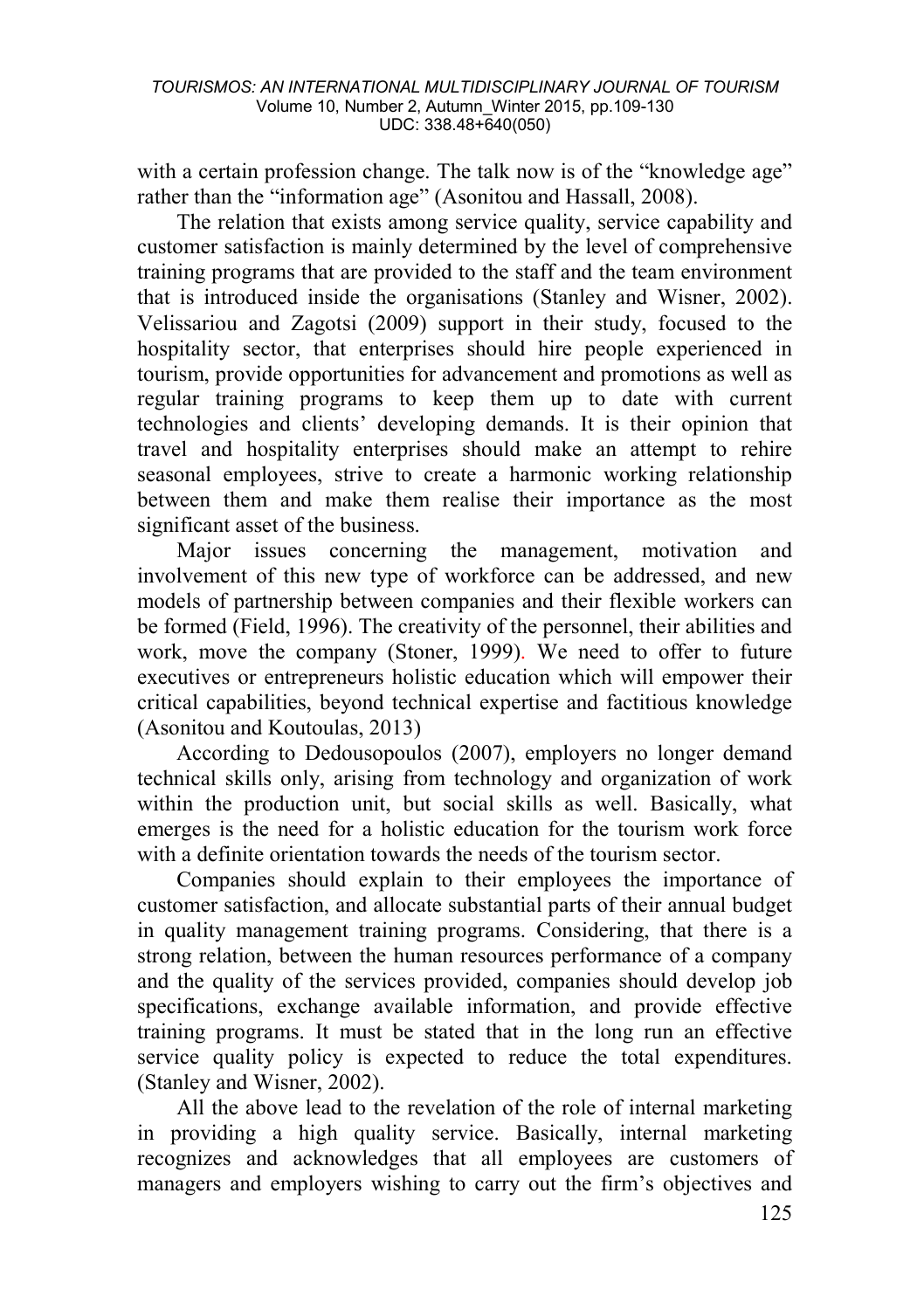with a certain profession change. The talk now is of the "knowledge age" rather than the "information age" (Asonitou and Hassall, 2008).

The relation that exists among service quality, service capability and customer satisfaction is mainly determined by the level of comprehensive training programs that are provided to the staff and the team environment that is introduced inside the organisations (Stanley and Wisner, 2002). Velissariou and Zagotsi (2009) support in their study, focused to the hospitality sector, that enterprises should hire people experienced in tourism, provide opportunities for advancement and promotions as well as regular training programs to keep them up to date with current technologies and clients' developing demands. It is their opinion that travel and hospitality enterprises should make an attempt to rehire seasonal employees, strive to create a harmonic working relationship between them and make them realise their importance as the most significant asset of the business.

Major issues concerning the management, motivation and involvement of this new type of workforce can be addressed, and new models of partnership between companies and their flexible workers can be formed (Field, 1996). The creativity of the personnel, their abilities and work, move the company (Stoner, 1999). We need to offer to future executives or entrepreneurs holistic education which will empower their critical capabilities, beyond technical expertise and factitious knowledge (Asonitou and Koutoulas, 2013)

According to Dedousopoulos (2007), employers no longer demand technical skills only, arising from technology and organization of work within the production unit, but social skills as well. Basically, what emerges is the need for a holistic education for the tourism work force with a definite orientation towards the needs of the tourism sector.

Companies should explain to their employees the importance of customer satisfaction, and allocate substantial parts of their annual budget in quality management training programs. Considering, that there is a strong relation, between the human resources performance of a company and the quality of the services provided, companies should develop job specifications, exchange available information, and provide effective training programs. It must be stated that in the long run an effective service quality policy is expected to reduce the total expenditures. (Stanley and Wisner, 2002).

All the above lead to the revelation of the role of internal marketing in providing a high quality service. Basically, internal marketing recognizes and acknowledges that all employees are customers of managers and employers wishing to carry out the firm's objectives and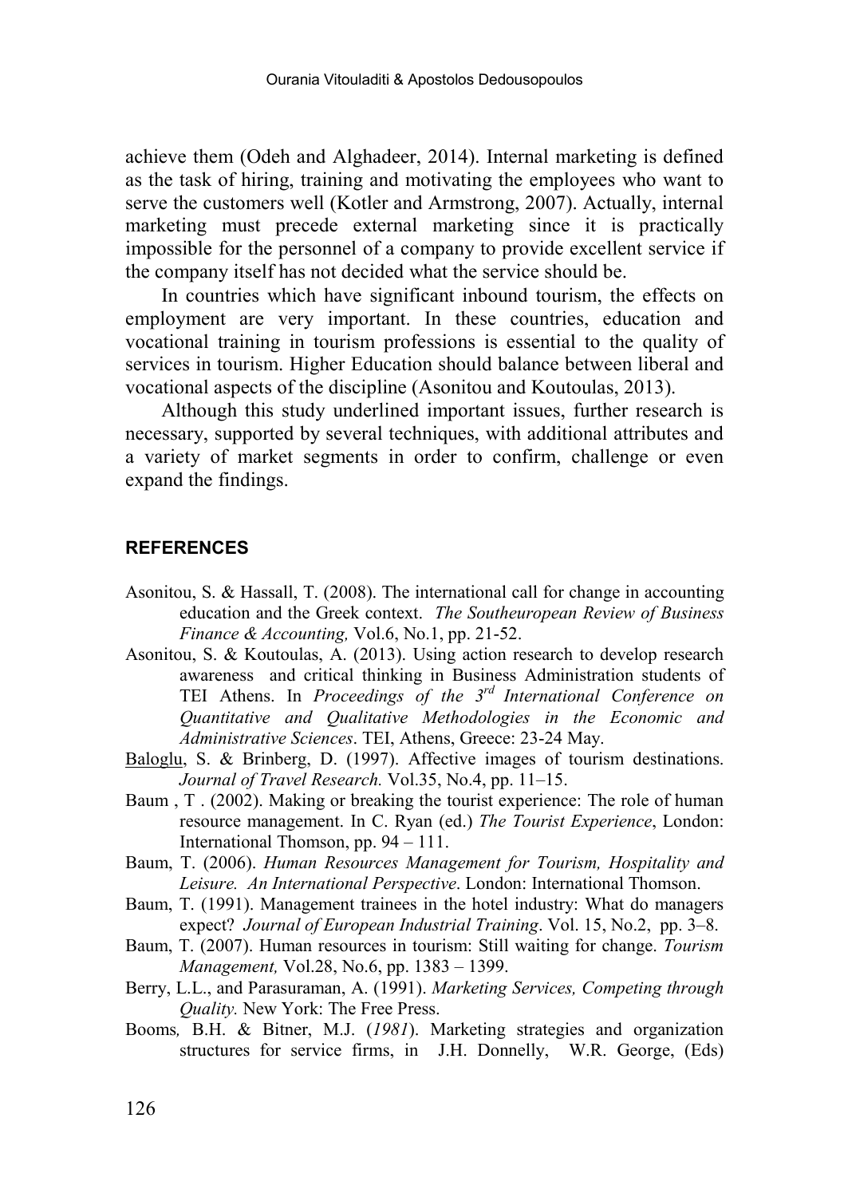achieve them (Odeh and Alghadeer, 2014). Internal marketing is defined as the task of hiring, training and motivating the employees who want to serve the customers well (Kotler and Armstrong, 2007). Actually, internal marketing must precede external marketing since it is practically impossible for the personnel of a company to provide excellent service if the company itself has not decided what the service should be.

In countries which have significant inbound tourism, the effects on employment are very important. In these countries, education and vocational training in tourism professions is essential to the quality of services in tourism. Higher Education should balance between liberal and vocational aspects of the discipline (Asonitou and Koutoulas, 2013).

Although this study underlined important issues, further research is necessary, supported by several techniques, with additional attributes and a variety of market segments in order to confirm, challenge or even expand the findings.

## REFERENCES

Asonitou, S. & Hassall, T. (2008). The international call for change in accounting education and the Greek context. *The Southeuropean Review of Business Finance & Accounting,* Vol.6, No.1, pp. 21-52.

Asonitou, S. & Koutoulas, A. (2013). Using action research to develop research awareness and critical thinking in Business Administration students of TEI Athens. In *Proceedings of the 3rd International Conference on Quantitative and Qualitative Methodologies in the Economic and Administrative Sciences*. TEI, Athens, Greece: 23-24 May.

Baloglu, S. & Brinberg, D. (1997). Affective images of tourism destinations. *Journal of Travel Research.* Vol.35, No.4, pp. 11–15.

Baum , T . (2002). Making or breaking the tourist experience: The role of human resource management. In C. Ryan (ed.) *The Tourist Experience*, London: International Thomson, pp. 94 – 111.

Baum, T. (2006). *Human Resources Management for Tourism, Hospitality and Leisure. An International Perspective*. London: International Thomson.

Baum, T. (1991). Management trainees in the hotel industry: What do managers expect? *Journal of European Industrial Training*. Vol. 15, No.2, pp. 3–8.

Baum, T. (2007). Human resources in tourism: Still waiting for change. *Tourism Management,* Vol.28, No.6, pp. 1383 – 1399.

Berry, L.L., and Parasuraman, A. (1991). *Marketing Services, Competing through Quality.* New York: The Free Press.

Booms, B.H. & Bitner, M.J. (*1981*). Marketing strategies and organization structures for service firms, in J.H. Donnelly, W.R. George, (Eds)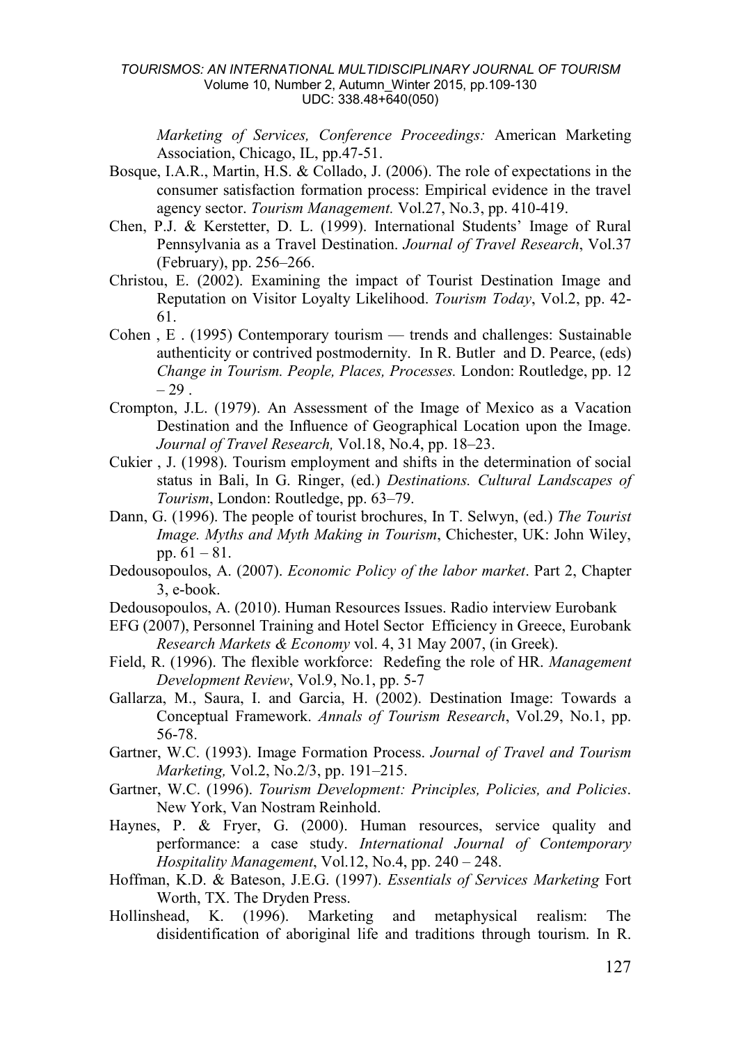*Marketing of Services, Conference Proceedings:* American Marketing Association, Chicago, IL, pp.47-51.

Bosque, I.A.R., Martin, H.S. & Collado, J. (2006). The role of expectations in the consumer satisfaction formation process: Empirical evidence in the travel agency sector. *Tourism Management.* Vol.27, No.3, pp. 410-419.

Chen, P.J. & Kerstetter, D. L. (1999). International Students' Image of Rural Pennsylvania as a Travel Destination. *Journal of Travel Research*, Vol.37 (February), pp. 256–266.

Christou, E. (2002). Examining the impact of Tourist Destination Image and Reputation on Visitor Loyalty Likelihood. *Tourism Today*, Vol.2, pp. 42-61.

Cohen , E . (1995) Contemporary tourism — trends and challenges: Sustainable authenticity or contrived postmodernity. In R. Butler and D. Pearce, (eds) *Change in Tourism. People, Places, Processes.* London: Routledge, pp. 12 – 29 .

Crompton, J.L. (1979). An Assessment of the Image of Mexico as a Vacation Destination and the Influence of Geographical Location upon the Image. *Journal of Travel Research,* Vol.18, No.4, pp. 18–23.

Cukier , J. (1998). Tourism employment and shifts in the determination of social status in Bali, In G. Ringer, (ed.) *Destinations. Cultural Landscapes of Tourism*, London: Routledge, pp. 63–79.

Dann, G. (1996). The people of tourist brochures, In T. Selwyn, (ed.) *The Tourist Image. Myths and Myth Making in Tourism*, Chichester, UK: John Wiley, pp. 61 – 81.

Dedousopoulos, A. (2007). *Economic Policy of the labor market*. Part 2, Chapter 3, e-book.

Dedousopoulos, A. (2010). Human Resources Issues. Radio interview Eurobank

EFG (2007), Personnel Training and Hotel Sector Efficiency in Greece, Eurobank *Research Markets & Economy* vol. 4, 31 May 2007, (in Greek).

Field, R. (1996). The flexible workforce: Redefing the role of HR. *Management Development Review*, Vol.9, No.1, pp. 5-7

Gallarza, M., Saura, I. and Garcia, H. (2002). Destination Image: Towards a Conceptual Framework. *Annals of Tourism Research*, Vol.29, No.1, pp. 56-78.

Gartner, W.C. (1993). Image Formation Process. *Journal of Travel and Tourism Marketing,* Vol.2, No.2/3, pp. 191–215.

Gartner, W.C. (1996). *Tourism Development: Principles, Policies, and Policies*. New York, Van Nostram Reinhold.

Haynes, P. & Fryer, G. (2000). Human resources, service quality and performance: a case study. *International Journal of Contemporary Hospitality Management*, Vol.12, No.4, pp. 240 – 248.

Hoffman, K.D. & Bateson, J.E.G. (1997). *Essentials of Services Marketing* Fort Worth, TX. The Dryden Press.

Hollinshead, K. (1996). Marketing and metaphysical realism: The disidentification of aboriginal life and traditions through tourism. In R.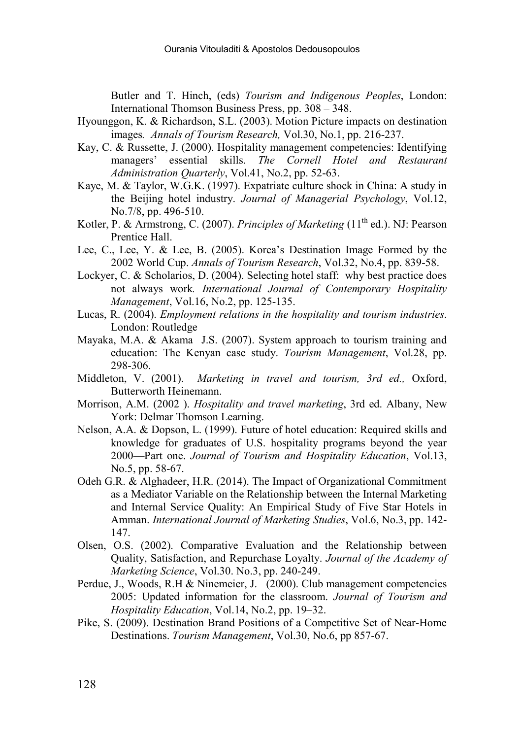Butler and T. Hinch, (eds) *Tourism and Indigenous Peoples*, London: International Thomson Business Press, pp. 308 – 348.

Hyounggon, K. & Richardson, S.L. (2003). Motion Picture impacts on destination images*. Annals of Tourism Research,* Vol.30, No.1, pp. 216-237.

Kay, C. & Russette, J. (2000). Hospitality management competencies: Identifying managers' essential skills. *The Cornell Hotel and Restaurant Administration Quarterly*, Vol.41, No.2, pp. 52-63.

Kaye, M. & Taylor, W.G.K. (1997). Expatriate culture shock in China: A study in the Beijing hotel industry. *Journal of Managerial Psychology*, Vol.12, No.7/8, pp. 496-510.

Kotler, P. & Armstrong, C. (2007). *Principles of Marketing* (11th ed.). NJ: Pearson Prentice Hall.

Lee, C., Lee, Y. & Lee, B. (2005). Korea's Destination Image Formed by the 2002 World Cup. *Annals of Tourism Research*, Vol.32, No.4, pp. 839-58.

Lockyer, C. & Scholarios, D. (2004). Selecting hotel staff: why best practice does not always work*. International Journal of Contemporary Hospitality Management*, Vol.16, No.2, pp. 125-135.

Lucas, R. (2004). *Employment relations in the hospitality and tourism industries*. London: Routledge

Mayaka, M.A. & Akama J.S. (2007). System approach to tourism training and education: The Kenyan case study. *Tourism Management*, Vol.28, pp. 298-306.

Middleton, V. (2001). *Marketing in travel and tourism, 3rd ed.,* Oxford, Butterworth Heinemann.

Morrison, A.M. (2002 ). *Hospitality and travel marketing*, 3rd ed. Albany, New York: Delmar Thomson Learning.

Nelson, A.A. & Dopson, L. (1999). Future of hotel education: Required skills and knowledge for graduates of U.S. hospitality programs beyond the year 2000—Part one. *Journal of Tourism and Hospitality Education*, Vol.13, No.5, pp. 58-67.

Odeh G.R. & Alghadeer, H.R. (2014). The Impact of Organizational Commitment as a Mediator Variable on the Relationship between the Internal Marketing and Internal Service Quality: An Empirical Study of Five Star Hotels in Amman. *International Journal of Marketing Studies*, Vol.6, No.3, pp. 142-147.

Olsen, O.S. (2002). Comparative Evaluation and the Relationship between Quality, Satisfaction, and Repurchase Loyalty. *Journal of the Academy of Marketing Science*, Vol.30. No.3, pp. 240-249.

Perdue, J., Woods, R.H & Ninemeier, J. (2000). Club management competencies 2005: Updated information for the classroom. *Journal of Tourism and Hospitality Education*, Vol.14, No.2, pp. 19–32.

Pike, S. (2009). Destination Brand Positions of a Competitive Set of Near-Home Destinations. *Tourism Management*, Vol.30, No.6, pp 857-67.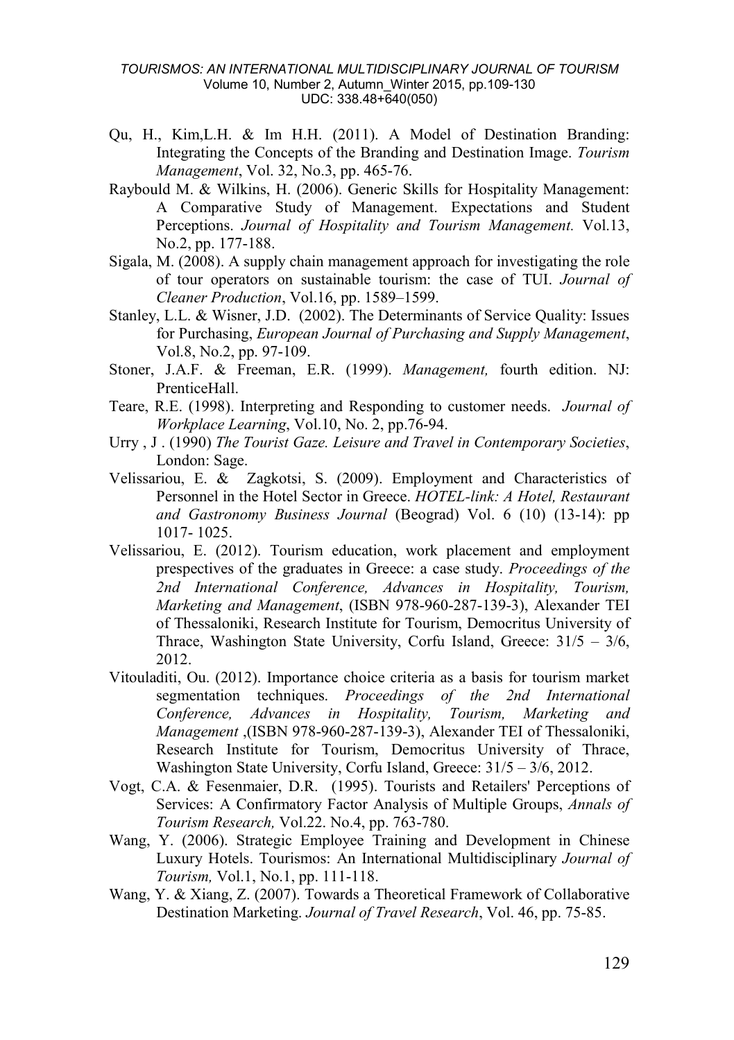Qu, H., Kim,L.H. & Im H.H. (2011). A Model of Destination Branding: Integrating the Concepts of the Branding and Destination Image. *Tourism Management*, Vol. 32, No.3, pp. 465-76.

Raybould M. & Wilkins, H. (2006). Generic Skills for Hospitality Management: A Comparative Study of Management. Expectations and Student Perceptions. *Journal of Hospitality and Tourism Management.* Vol.13, No.2, pp. 177-188.

Sigala, M. (2008). A supply chain management approach for investigating the role of tour operators on sustainable tourism: the case of TUI. *Journal of Cleaner Production*, Vol.16, pp. 1589–1599.

Stanley, L.L. & Wisner, J.D. (2002). The Determinants of Service Quality: Issues for Purchasing, *European Journal of Purchasing and Supply Management*, Vol.8, No.2, pp. 97-109.

Stoner, J.A.F. & Freeman, E.R. (1999). *Management,* fourth edition. NJ: PrenticeHall.

Teare, R.E. (1998). Interpreting and Responding to customer needs. *Journal of Workplace Learning*, Vol.10, No. 2, pp.76-94.

Urry , J . (1990) *The Tourist Gaze. Leisure and Travel in Contemporary Societies*, London: Sage.

Velissariou, E. & Zagkotsi, S. (2009). Employment and Characteristics of Personnel in the Hotel Sector in Greece. *HOTEL-link: A Hotel, Restaurant and Gastronomy Business Journal* (Beograd) Vol. 6 (10) (13-14): pp 1017- 1025.

Velissariou, E. (2012). Tourism education, work placement and employment prespectives of the graduates in Greece: a case study. *Proceedings of the 2nd International Conference, Advances in Hospitality, Tourism, Marketing and Management*, (ISBN 978-960-287-139-3), Alexander TEI of Thessaloniki, Research Institute for Tourism, Democritus University of Thrace, Washington State University, Corfu Island, Greece: 31/5 – 3/6, 2012.

Vitouladiti, Ou. (2012). Importance choice criteria as a basis for tourism market segmentation techniques. *Proceedings of the 2nd International Conference, Advances in Hospitality, Tourism, Marketing and Management* ,(ISBN 978-960-287-139-3), Alexander TEI of Thessaloniki, Research Institute for Tourism, Democritus University of Thrace, Washington State University, Corfu Island, Greece: 31/5 – 3/6, 2012.

Vogt, C.A. & Fesenmaier, D.R. (1995). Tourists and Retailers' Perceptions of Services: A Confirmatory Factor Analysis of Multiple Groups, *Annals of Tourism Research,* Vol.22. No.4, pp. 763-780.

Wang, Y. (2006). Strategic Employee Training and Development in Chinese Luxury Hotels. Tourismos: An International Multidisciplinary *Journal of Tourism,* Vol.1, No.1, pp. 111-118.

Wang, Y. & Xiang, Z. (2007). Towards a Theoretical Framework of Collaborative Destination Marketing. *Journal of Travel Research*, Vol. 46, pp. 75-85.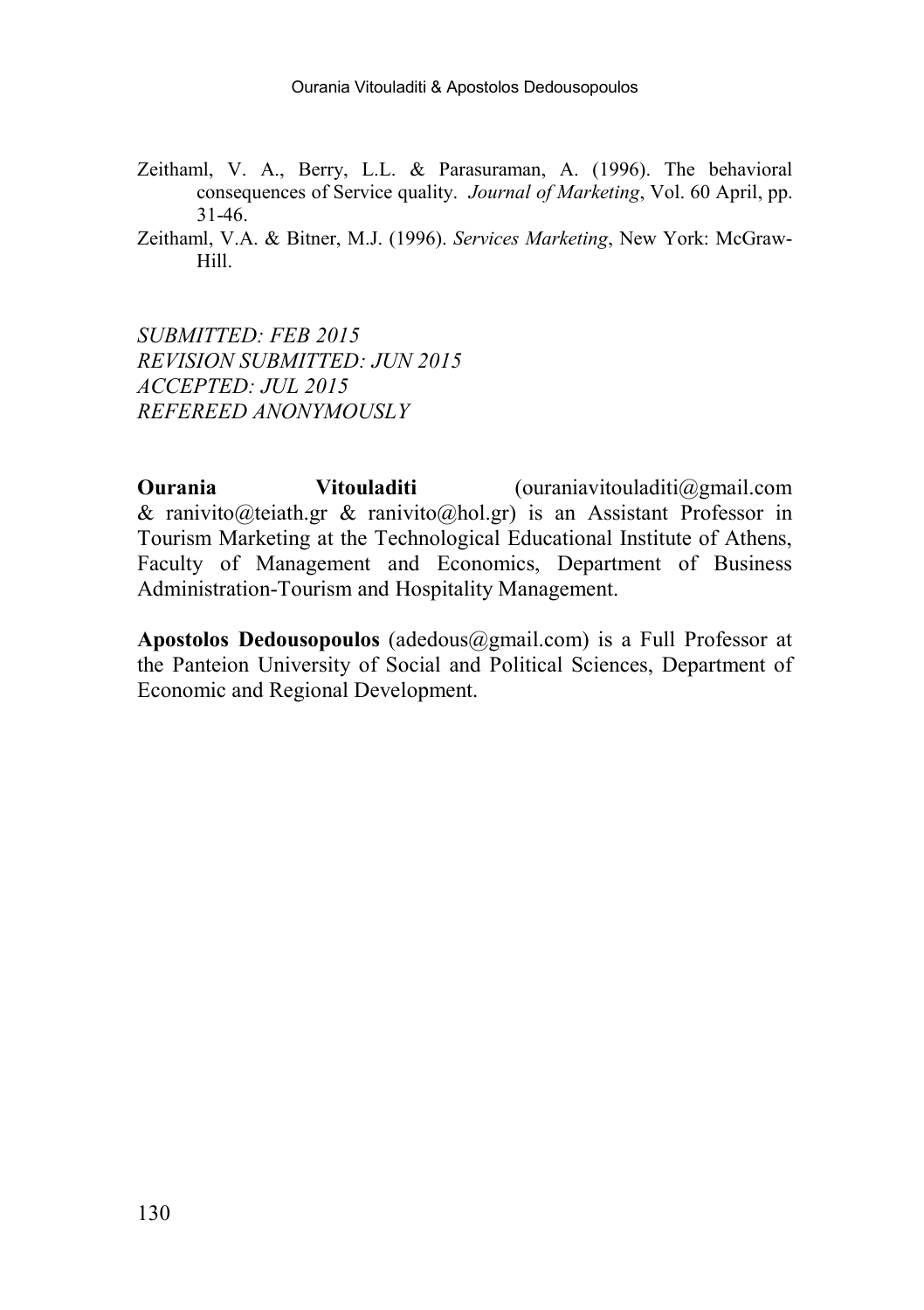Zeithaml, V. A., Berry, L.L. & Parasuraman, A. (1996). The behavioral consequences of Service quality. *Journal of Marketing*, Vol. 60 April, pp. 31-46.

Zeithaml, V.A. & Bitner, M.J. (1996). *Services Marketing*, New York: McGraw-Hill.

*SUBMITTED: FEB 2015*
*REVISION SUBMITTED: JUN 2015*
*ACCEPTED: JUL 2015*
*REFEREED ANONYMOUSLY*

**Ourania Vitouladiti** (ouraniavitouladiti@gmail.com & ranivito@teiath.gr & ranivito@hol.gr) is an Assistant Professor in Tourism Marketing at the Technological Educational Institute of Athens, Faculty of Management and Economics, Department of Business Administration-Tourism and Hospitality Management.

**Apostolos Dedousopoulos** (adedous@gmail.com) is a Full Professor at the Panteion University of Social and Political Sciences, Department of Economic and Regional Development.